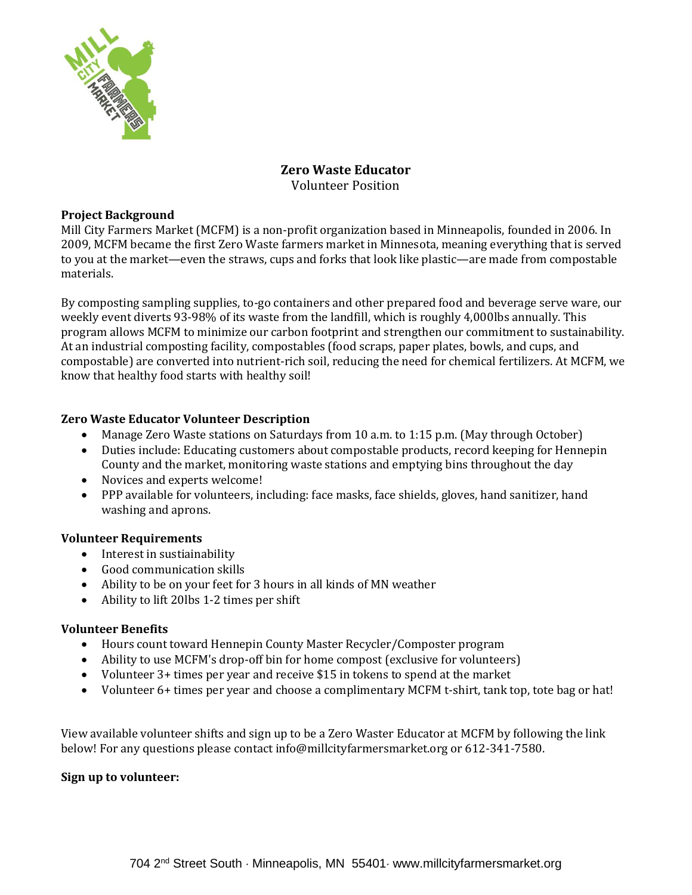# Zero Waste Educator

Volunteer Position

## Project Background

Mill City Farmers Market (MCFM) is a non-profit organization based in Minneapolis, founded in 2006. In 2009, MCFM became the first Zero Waste farmers market in Minnesota, meaning everything that is served to you at the market—even the straws, cups and forks that look like plastic—are made from compostable materials.

By composting sampling supplies, to-go containers and other prepared food and beverage serve ware, our weekly event diverts 93-98% of its waste from the landfill, which is roughly 4,000lbs annually. This program allows MCFM to minimize our carbon footprint and strengthen our commitment to sustainability. At an industrial composting facility, compostables (food scraps, paper plates, bowls, and cups, and compostable) are converted into nutrient-rich soil, reducing the need for chemical fertilizers. At MCFM, we know that healthy food starts with healthy soil!

## Zero Waste Educator Volunteer Description

- Manage Zero Waste stations on Saturdays from 10 a.m. to 1:15 p.m. (May through October)
- Duties include: Educating customers about compostable products, record keeping for Hennepin County and the market, monitoring waste stations and emptying bins throughout the day
- Novices and experts welcome!
- PPP available for volunteers, including: face masks, face shields, gloves, hand sanitizer, hand washing and aprons.

## Volunteer Requirements

- Interest in sustiainability
- Good communication skills
- Ability to be on your feet for 3 hours in all kinds of MN weather
- Ability to lift 20lbs 1-2 times per shift

## Volunteer Benefits

- Hours count toward Hennepin County Master Recycler/Composter program
- Ability to use MCFM's drop-off bin for home compost (exclusive for volunteers)
- Volunteer 3+ times per year and receive $15 in tokens to spend at the market
- Volunteer 6+ times per year and choose a complimentary MCFM t-shirt, tank top, tote bag or hat!

View available volunteer shifts and sign up to be a Zero Waster Educator at MCFM by following the link below! For any questions please contact info@millcityfarmersmarket.org or 612-341-7580.

**Sign up to volunteer:**

704 2nd Street South · Minneapolis, MN 55401· www.millcityfarmersmarket.org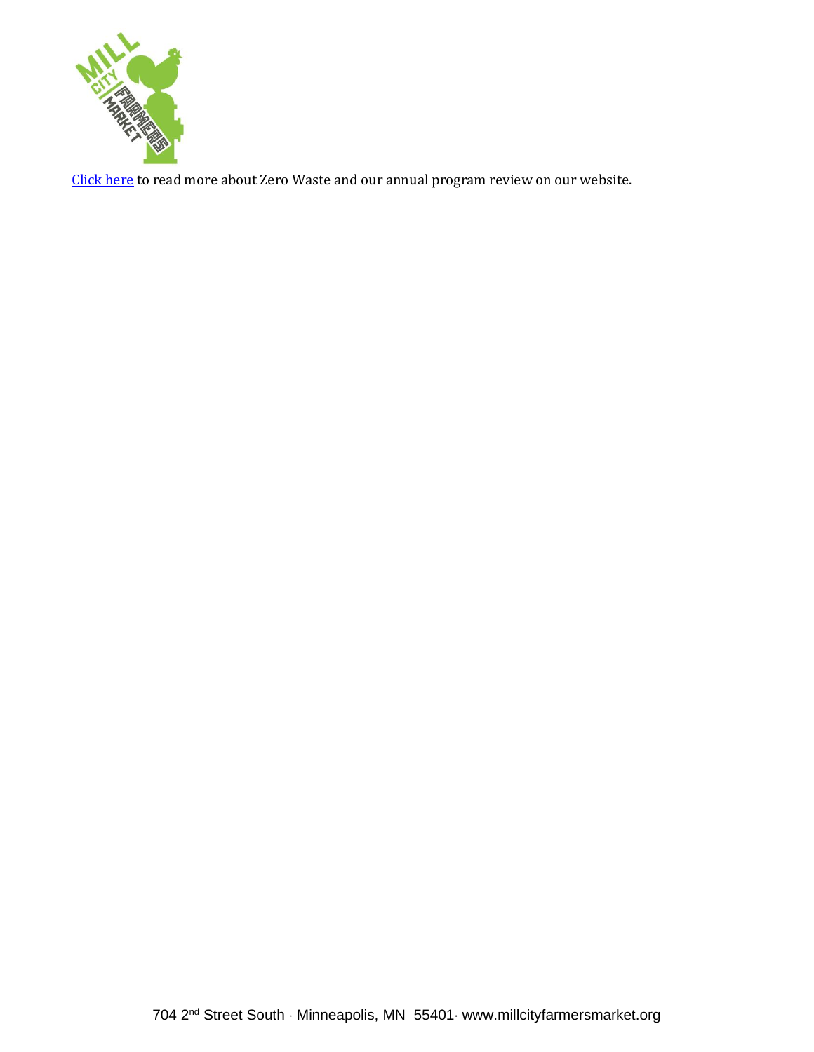Click here to read more about Zero Waste and our annual program review on our website.